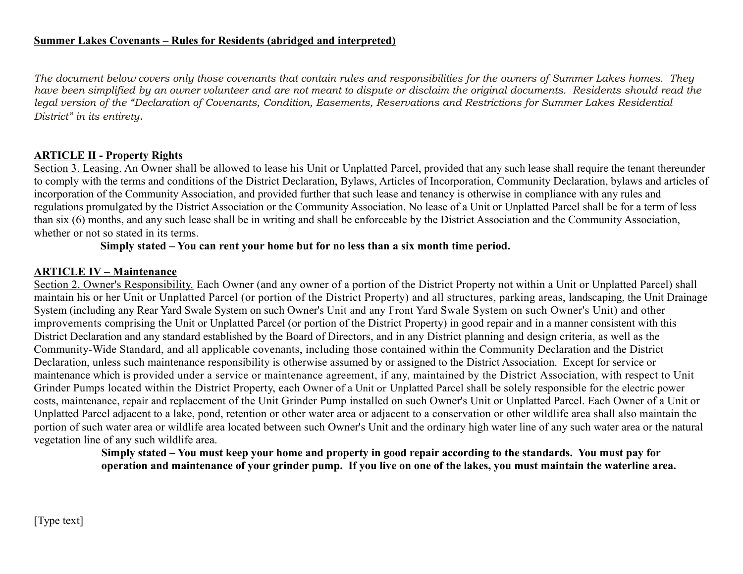**Summer Lakes Covenants – Rules for Residents (abridged and interpreted)**

*The document below covers only those covenants that contain rules and responsibilities for the owners of Summer Lakes homes. They have been simplified by an owner volunteer and are not meant to dispute or disclaim the original documents. Residents should read the legal version of the "Declaration of Covenants, Condition, Easements, Reservations and Restrictions for Summer Lakes Residential District" in its entirety.*

## ARTICLE II - Property Rights

Section 3. Leasing. An Owner shall be allowed to lease his Unit or Unplatted Parcel, provided that any such lease shall require the tenant thereunder to comply with the terms and conditions of the District Declaration, Bylaws, Articles of Incorporation, Community Declaration, bylaws and articles of incorporation of the Community Association, and provided further that such lease and tenancy is otherwise in compliance with any rules and regulations promulgated by the District Association or the Community Association. No lease of a Unit or Unplatted Parcel shall be for a term of less than six (6) months, and any such lease shall be in writing and shall be enforceable by the District Association and the Community Association, whether or not so stated in its terms.

**Simply stated – You can rent your home but for no less than a six month time period.**

## ARTICLE IV – Maintenance

Section 2. Owner's Responsibility. Each Owner (and any owner of a portion of the District Property not within a Unit or Unplatted Parcel) shall maintain his or her Unit or Unplatted Parcel (or portion of the District Property) and all structures, parking areas, landscaping, the Unit Drainage System (including any Rear Yard Swale System on such Owner's Unit and any Front Yard Swale System on such Owner's Unit) and other improvements comprising the Unit or Unplatted Parcel (or portion of the District Property) in good repair and in a manner consistent with this District Declaration and any standard established by the Board of Directors, and in any District planning and design criteria, as well as the Community-Wide Standard, and all applicable covenants, including those contained within the Community Declaration and the District Declaration, unless such maintenance responsibility is otherwise assumed by or assigned to the District Association. Except for service or maintenance which is provided under a service or maintenance agreement, if any, maintained by the District Association, with respect to Unit Grinder Pumps located within the District Property, each Owner of a Unit or Unplatted Parcel shall be solely responsible for the electric power costs, maintenance, repair and replacement of the Unit Grinder Pump installed on such Owner's Unit or Unplatted Parcel. Each Owner of a Unit or Unplatted Parcel adjacent to a lake, pond, retention or other water area or adjacent to a conservation or other wildlife area shall also maintain the portion of such water area or wildlife area located between such Owner's Unit and the ordinary high water line of any such water area or the natural vegetation line of any such wildlife area.

**Simply stated – You must keep your home and property in good repair according to the standards. You must pay for operation and maintenance of your grinder pump. If you live on one of the lakes, you must maintain the waterline area.**

[Type text]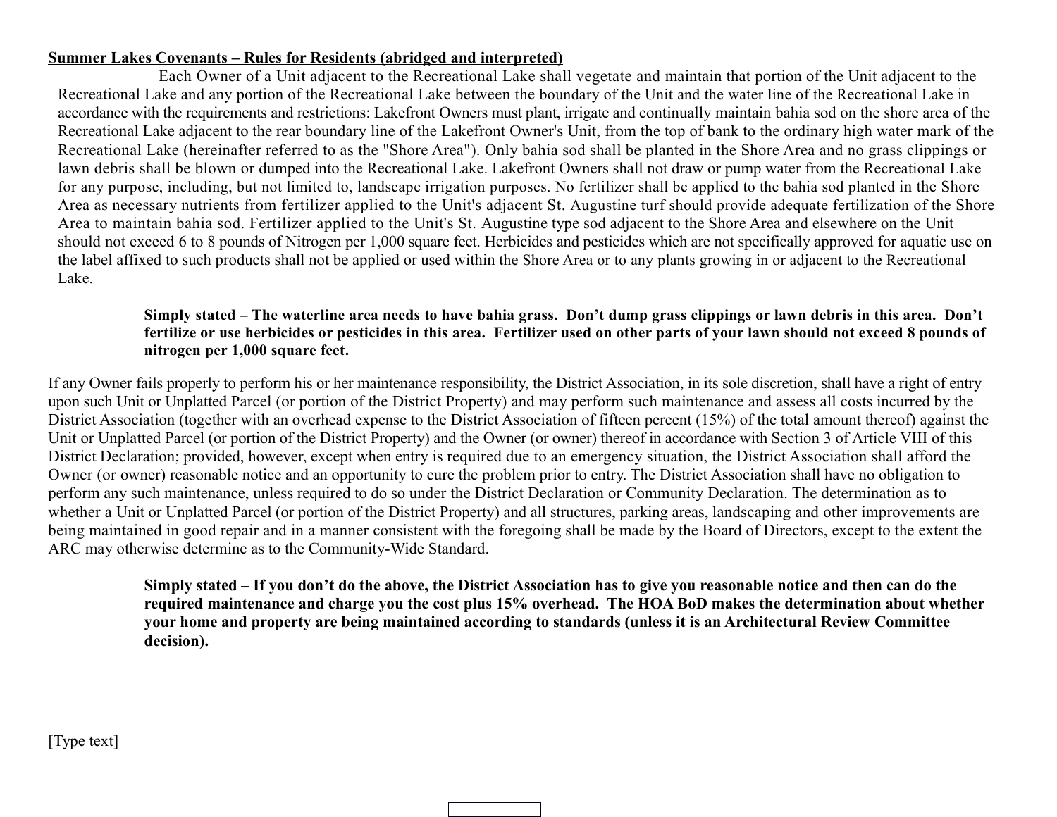**<u>Summer Lakes Covenants – Rules for Residents (abridged and interpreted)</u>**

Each Owner of a Unit adjacent to the Recreational Lake shall vegetate and maintain that portion of the Unit adjacent to the Recreational Lake and any portion of the Recreational Lake between the boundary of the Unit and the water line of the Recreational Lake in accordance with the requirements and restrictions: Lakefront Owners must plant, irrigate and continually maintain bahia sod on the shore area of the Recreational Lake adjacent to the rear boundary line of the Lakefront Owner's Unit, from the top of bank to the ordinary high water mark of the Recreational Lake (hereinafter referred to as the "Shore Area"). Only bahia sod shall be planted in the Shore Area and no grass clippings or lawn debris shall be blown or dumped into the Recreational Lake. Lakefront Owners shall not draw or pump water from the Recreational Lake for any purpose, including, but not limited to, landscape irrigation purposes. No fertilizer shall be applied to the bahia sod planted in the Shore Area as necessary nutrients from fertilizer applied to the Unit's adjacent St. Augustine turf should provide adequate fertilization of the Shore Area to maintain bahia sod. Fertilizer applied to the Unit's St. Augustine type sod adjacent to the Shore Area and elsewhere on the Unit should not exceed 6 to 8 pounds of Nitrogen per 1,000 square feet. Herbicides and pesticides which are not specifically approved for aquatic use on the label affixed to such products shall not be applied or used within the Shore Area or to any plants growing in or adjacent to the Recreational Lake.

**Simply stated – The waterline area needs to have bahia grass. Don't dump grass clippings or lawn debris in this area. Don't fertilize or use herbicides or pesticides in this area. Fertilizer used on other parts of your lawn should not exceed 8 pounds of nitrogen per 1,000 square feet.**

If any Owner fails properly to perform his or her maintenance responsibility, the District Association, in its sole discretion, shall have a right of entry upon such Unit or Unplatted Parcel (or portion of the District Property) and may perform such maintenance and assess all costs incurred by the District Association (together with an overhead expense to the District Association of fifteen percent (15%) of the total amount thereof) against the Unit or Unplatted Parcel (or portion of the District Property) and the Owner (or owner) thereof in accordance with Section 3 of Article VIII of this District Declaration; provided, however, except when entry is required due to an emergency situation, the District Association shall afford the Owner (or owner) reasonable notice and an opportunity to cure the problem prior to entry. The District Association shall have no obligation to perform any such maintenance, unless required to do so under the District Declaration or Community Declaration. The determination as to whether a Unit or Unplatted Parcel (or portion of the District Property) and all structures, parking areas, landscaping and other improvements are being maintained in good repair and in a manner consistent with the foregoing shall be made by the Board of Directors, except to the extent the ARC may otherwise determine as to the Community-Wide Standard.

**Simply stated – If you don't do the above, the District Association has to give you reasonable notice and then can do the required maintenance and charge you the cost plus 15% overhead. The HOA BoD makes the determination about whether your home and property are being maintained according to standards (unless it is an Architectural Review Committee decision).**

[Type text]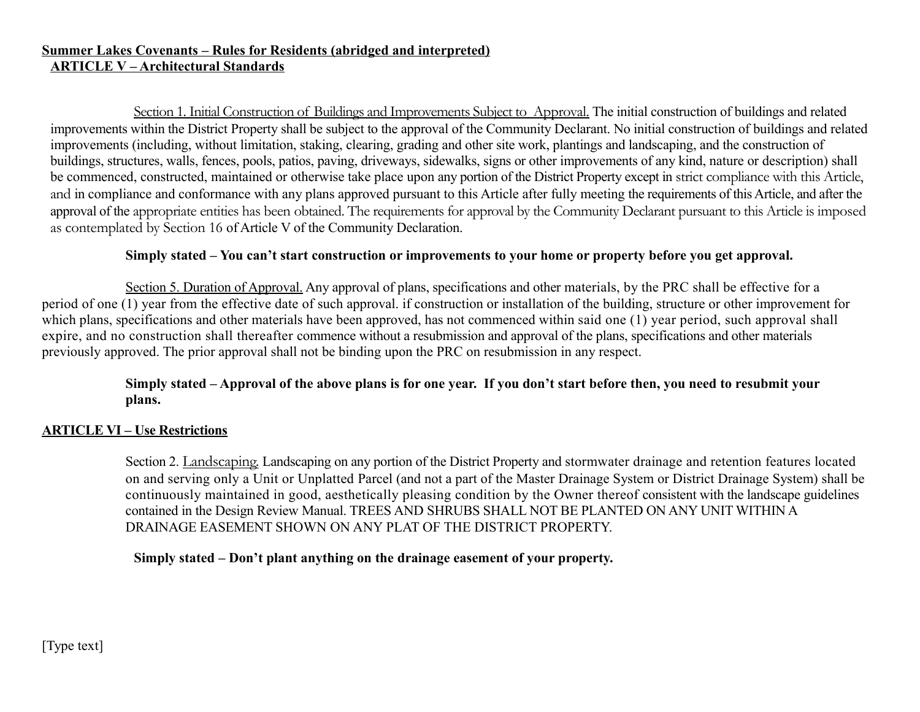**Summer Lakes Covenants – Rules for Residents (abridged and interpreted)**

**ARTICLE V – Architectural Standards**

Section 1. Initial Construction of Buildings and Improvements Subject to Approval. The initial construction of buildings and related improvements within the District Property shall be subject to the approval of the Community Declarant. No initial construction of buildings and related improvements (including, without limitation, staking, clearing, grading and other site work, plantings and landscaping, and the construction of buildings, structures, walls, fences, pools, patios, paving, driveways, sidewalks, signs or other improvements of any kind, nature or description) shall be commenced, constructed, maintained or otherwise take place upon any portion of the District Property except in strict compliance with this Article, and in compliance and conformance with any plans approved pursuant to this Article after fully meeting the requirements of this Article, and after the approval of the appropriate entities has been obtained. The requirements for approval by the Community Declarant pursuant to this Article is imposed as contemplated by Section 16 of Article V of the Community Declaration.

**Simply stated – You can't start construction or improvements to your home or property before you get approval.**

Section 5. Duration of Approval. Any approval of plans, specifications and other materials, by the PRC shall be effective for a period of one (1) year from the effective date of such approval. if construction or installation of the building, structure or other improvement for which plans, specifications and other materials have been approved, has not commenced within said one (1) year period, such approval shall expire, and no construction shall thereafter commence without a resubmission and approval of the plans, specifications and other materials previously approved. The prior approval shall not be binding upon the PRC on resubmission in any respect.

**Simply stated – Approval of the above plans is for one year. If you don't start before then, you need to resubmit your plans.**

**ARTICLE VI – Use Restrictions**

Section 2. Landscaping. Landscaping on any portion of the District Property and stormwater drainage and retention features located on and serving only a Unit or Unplatted Parcel (and not a part of the Master Drainage System or District Drainage System) shall be continuously maintained in good, aesthetically pleasing condition by the Owner thereof consistent with the landscape guidelines contained in the Design Review Manual. TREES AND SHRUBS SHALL NOT BE PLANTED ON ANY UNIT WITHIN A DRAINAGE EASEMENT SHOWN ON ANY PLAT OF THE DISTRICT PROPERTY.

**Simply stated – Don't plant anything on the drainage easement of your property.**

[Type text]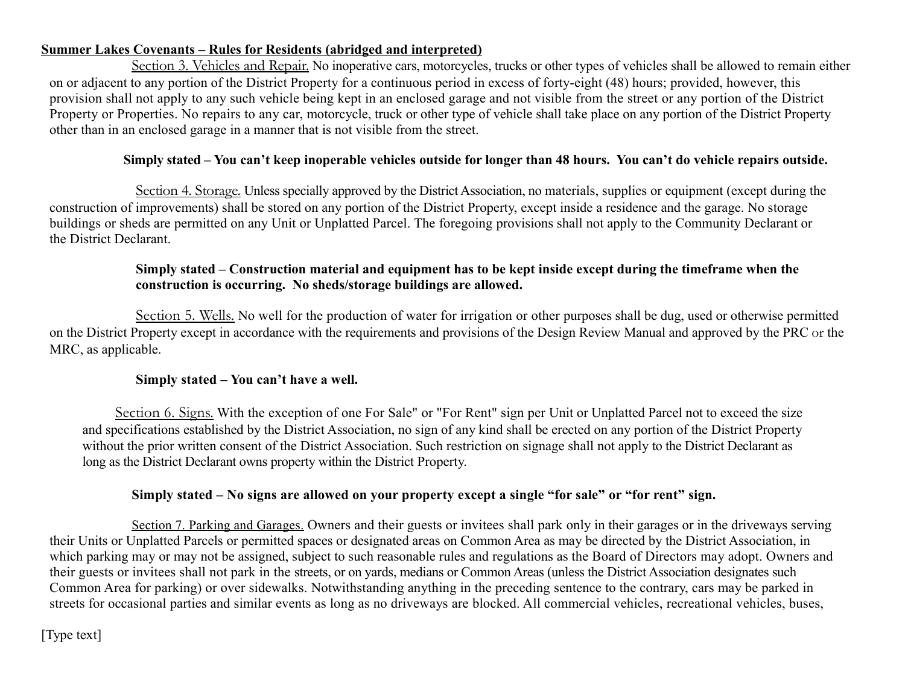**Summer Lakes Covenants – Rules for Residents (abridged and interpreted)**

Section 3. Vehicles and Repair. No inoperative cars, motorcycles, trucks or other types of vehicles shall be allowed to remain either on or adjacent to any portion of the District Property for a continuous period in excess of forty-eight (48) hours; provided, however, this provision shall not apply to any such vehicle being kept in an enclosed garage and not visible from the street or any portion of the District Property or Properties. No repairs to any car, motorcycle, truck or other type of vehicle shall take place on any portion of the District Property other than in an enclosed garage in a manner that is not visible from the street.

**Simply stated – You can't keep inoperable vehicles outside for longer than 48 hours. You can't do vehicle repairs outside.**

Section 4. Storage. Unless specially approved by the District Association, no materials, supplies or equipment (except during the construction of improvements) shall be stored on any portion of the District Property, except inside a residence and the garage. No storage buildings or sheds are permitted on any Unit or Unplatted Parcel. The foregoing provisions shall not apply to the Community Declarant or the District Declarant.

**Simply stated – Construction material and equipment has to be kept inside except during the timeframe when the construction is occurring. No sheds/storage buildings are allowed.**

Section 5. Wells. No well for the production of water for irrigation or other purposes shall be dug, used or otherwise permitted on the District Property except in accordance with the requirements and provisions of the Design Review Manual and approved by the PRC or the MRC, as applicable.

**Simply stated – You can't have a well.**

Section 6. Signs. With the exception of one For Sale" or "For Rent" sign per Unit or Unplatted Parcel not to exceed the size and specifications established by the District Association, no sign of any kind shall be erected on any portion of the District Property without the prior written consent of the District Association. Such restriction on signage shall not apply to the District Declarant as long as the District Declarant owns property within the District Property.

**Simply stated – No signs are allowed on your property except a single "for sale" or "for rent" sign.**

Section 7. Parking and Garages. Owners and their guests or invitees shall park only in their garages or in the driveways serving their Units or Unplatted Parcels or permitted spaces or designated areas on Common Area as may be directed by the District Association, in which parking may or may not be assigned, subject to such reasonable rules and regulations as the Board of Directors may adopt. Owners and their guests or invitees shall not park in the streets, or on yards, medians or Common Areas (unless the District Association designates such Common Area for parking) or over sidewalks. Notwithstanding anything in the preceding sentence to the contrary, cars may be parked in streets for occasional parties and similar events as long as no driveways are blocked. All commercial vehicles, recreational vehicles, buses,

[Type text]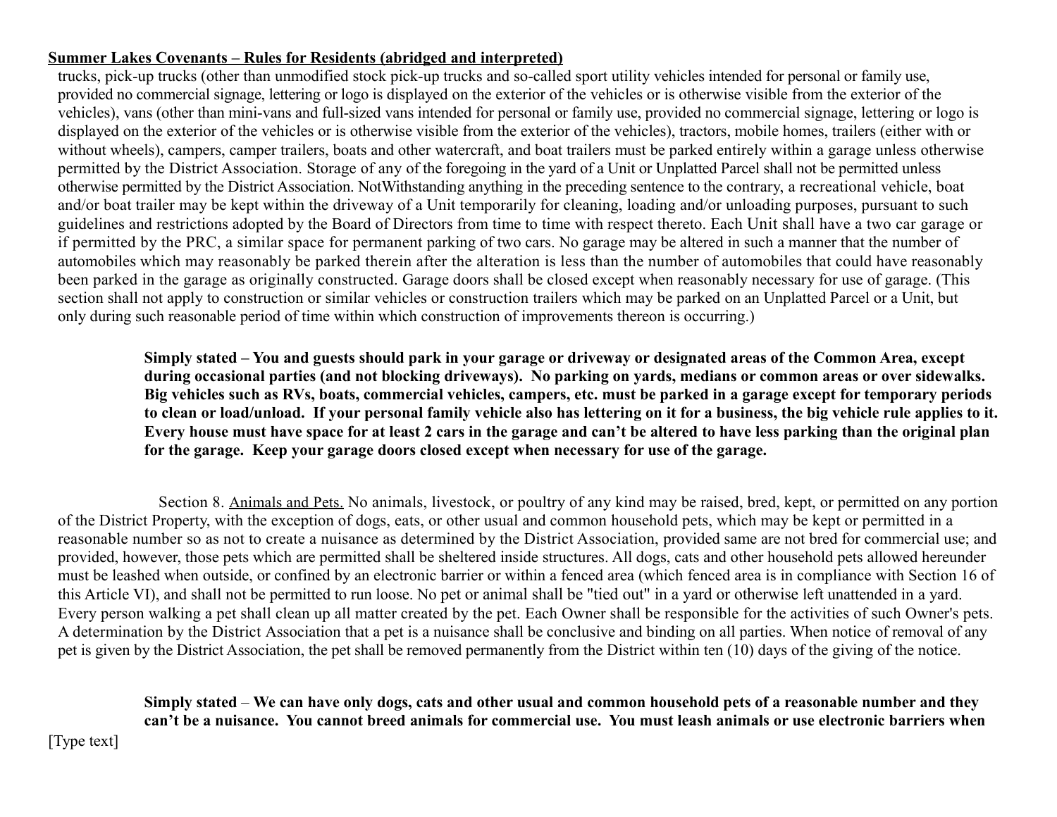**Summer Lakes Covenants – Rules for Residents (abridged and interpreted)**

trucks, pick-up trucks (other than unmodified stock pick-up trucks and so-called sport utility vehicles intended for personal or family use, provided no commercial signage, lettering or logo is displayed on the exterior of the vehicles or is otherwise visible from the exterior of the vehicles), vans (other than mini-vans and full-sized vans intended for personal or family use, provided no commercial signage, lettering or logo is displayed on the exterior of the vehicles or is otherwise visible from the exterior of the vehicles), tractors, mobile homes, trailers (either with or without wheels), campers, camper trailers, boats and other watercraft, and boat trailers must be parked entirely within a garage unless otherwise permitted by the District Association. Storage of any of the foregoing in the yard of a Unit or Unplatted Parcel shall not be permitted unless otherwise permitted by the District Association. NotWithstanding anything in the preceding sentence to the contrary, a recreational vehicle, boat and/or boat trailer may be kept within the driveway of a Unit temporarily for cleaning, loading and/or unloading purposes, pursuant to such guidelines and restrictions adopted by the Board of Directors from time to time with respect thereto. Each Unit shall have a two car garage or if permitted by the PRC, a similar space for permanent parking of two cars. No garage may be altered in such a manner that the number of automobiles which may reasonably be parked therein after the alteration is less than the number of automobiles that could have reasonably been parked in the garage as originally constructed. Garage doors shall be closed except when reasonably necessary for use of garage. (This section shall not apply to construction or similar vehicles or construction trailers which may be parked on an Unplatted Parcel or a Unit, but only during such reasonable period of time within which construction of improvements thereon is occurring.)

**Simply stated – You and guests should park in your garage or driveway or designated areas of the Common Area, except during occasional parties (and not blocking driveways). No parking on yards, medians or common areas or over sidewalks. Big vehicles such as RVs, boats, commercial vehicles, campers, etc. must be parked in a garage except for temporary periods to clean or load/unload. If your personal family vehicle also has lettering on it for a business, the big vehicle rule applies to it. Every house must have space for at least 2 cars in the garage and can't be altered to have less parking than the original plan for the garage. Keep your garage doors closed except when necessary for use of the garage.**

Section 8. Animals and Pets. No animals, livestock, or poultry of any kind may be raised, bred, kept, or permitted on any portion of the District Property, with the exception of dogs, eats, or other usual and common household pets, which may be kept or permitted in a reasonable number so as not to create a nuisance as determined by the District Association, provided same are not bred for commercial use; and provided, however, those pets which are permitted shall be sheltered inside structures. All dogs, cats and other household pets allowed hereunder must be leashed when outside, or confined by an electronic barrier or within a fenced area (which fenced area is in compliance with Section 16 of this Article VI), and shall not be permitted to run loose. No pet or animal shall be "tied out" in a yard or otherwise left unattended in a yard. Every person walking a pet shall clean up all matter created by the pet. Each Owner shall be responsible for the activities of such Owner's pets. A determination by the District Association that a pet is a nuisance shall be conclusive and binding on all parties. When notice of removal of any pet is given by the District Association, the pet shall be removed permanently from the District within ten (10) days of the giving of the notice.

**Simply stated – We can have only dogs, cats and other usual and common household pets of a reasonable number and they can't be a nuisance. You cannot breed animals for commercial use. You must leash animals or use electronic barriers when**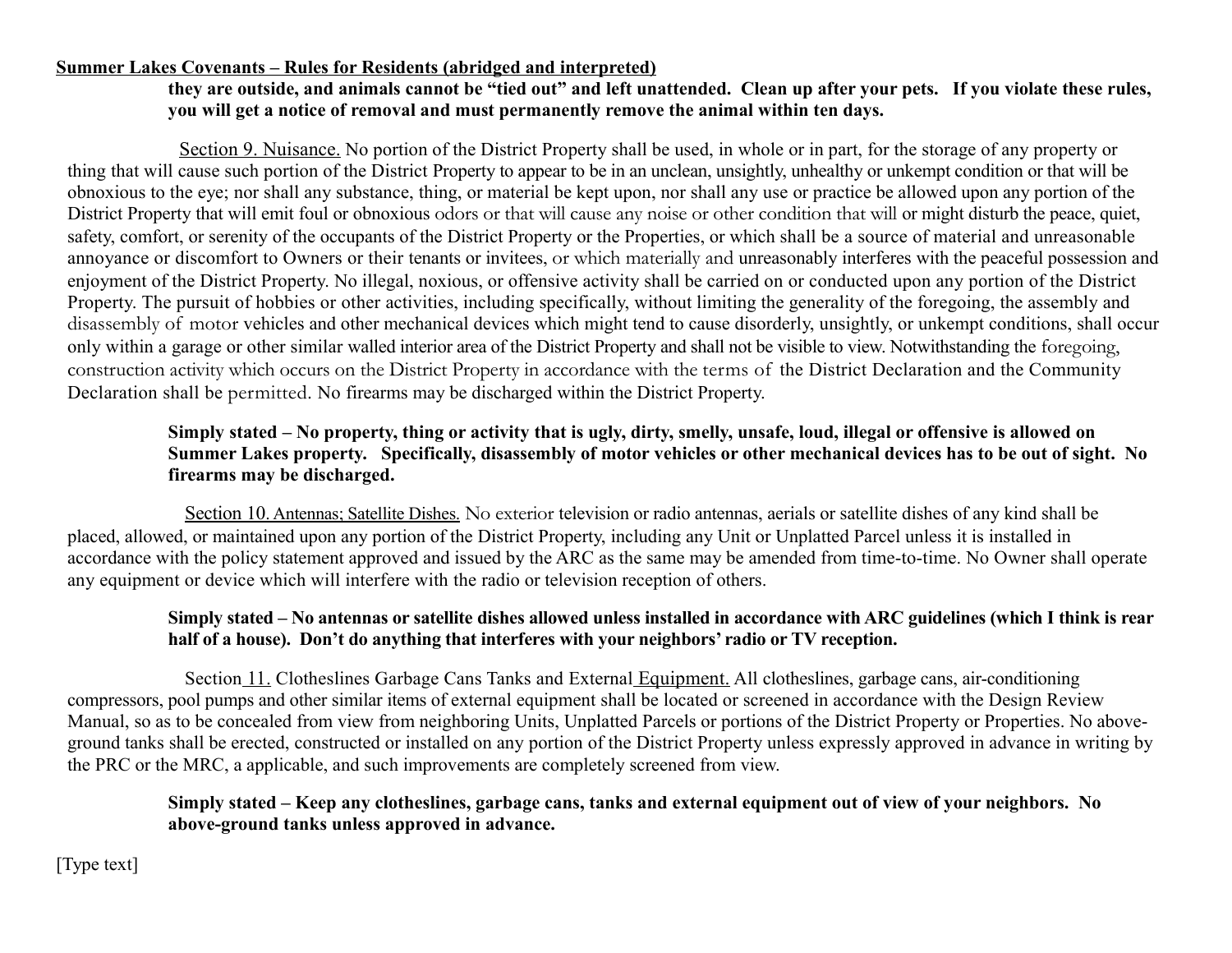**Summer Lakes Covenants – Rules for Residents (abridged and interpreted)**

**they are outside, and animals cannot be "tied out" and left unattended. Clean up after your pets. If you violate these rules, you will get a notice of removal and must permanently remove the animal within ten days.**

Section 9. Nuisance. No portion of the District Property shall be used, in whole or in part, for the storage of any property or thing that will cause such portion of the District Property to appear to be in an unclean, unsightly, unhealthy or unkempt condition or that will be obnoxious to the eye; nor shall any substance, thing, or material be kept upon, nor shall any use or practice be allowed upon any portion of the District Property that will emit foul or obnoxious odors or that will cause any noise or other condition that will or might disturb the peace, quiet, safety, comfort, or serenity of the occupants of the District Property or the Properties, or which shall be a source of material and unreasonable annoyance or discomfort to Owners or their tenants or invitees, or which materially and unreasonably interferes with the peaceful possession and enjoyment of the District Property. No illegal, noxious, or offensive activity shall be carried on or conducted upon any portion of the District Property. The pursuit of hobbies or other activities, including specifically, without limiting the generality of the foregoing, the assembly and disassembly of motor vehicles and other mechanical devices which might tend to cause disorderly, unsightly, or unkempt conditions, shall occur only within a garage or other similar walled interior area of the District Property and shall not be visible to view. Notwithstanding the foregoing, construction activity which occurs on the District Property in accordance with the terms of the District Declaration and the Community Declaration shall be permitted. No firearms may be discharged within the District Property.

**Simply stated – No property, thing or activity that is ugly, dirty, smelly, unsafe, loud, illegal or offensive is allowed on Summer Lakes property. Specifically, disassembly of motor vehicles or other mechanical devices has to be out of sight. No firearms may be discharged.**

Section 10. Antennas; Satellite Dishes. No exterior television or radio antennas, aerials or satellite dishes of any kind shall be placed, allowed, or maintained upon any portion of the District Property, including any Unit or Unplatted Parcel unless it is installed in accordance with the policy statement approved and issued by the ARC as the same may be amended from time-to-time. No Owner shall operate any equipment or device which will interfere with the radio or television reception of others.

**Simply stated – No antennas or satellite dishes allowed unless installed in accordance with ARC guidelines (which I think is rear half of a house). Don't do anything that interferes with your neighbors' radio or TV reception.**

Section 11. Clotheslines Garbage Cans Tanks and External Equipment. All clotheslines, garbage cans, air-conditioning compressors, pool pumps and other similar items of external equipment shall be located or screened in accordance with the Design Review Manual, so as to be concealed from view from neighboring Units, Unplatted Parcels or portions of the District Property or Properties. No above-ground tanks shall be erected, constructed or installed on any portion of the District Property unless expressly approved in advance in writing by the PRC or the MRC, a applicable, and such improvements are completely screened from view.

**Simply stated – Keep any clotheslines, garbage cans, tanks and external equipment out of view of your neighbors. No above-ground tanks unless approved in advance.**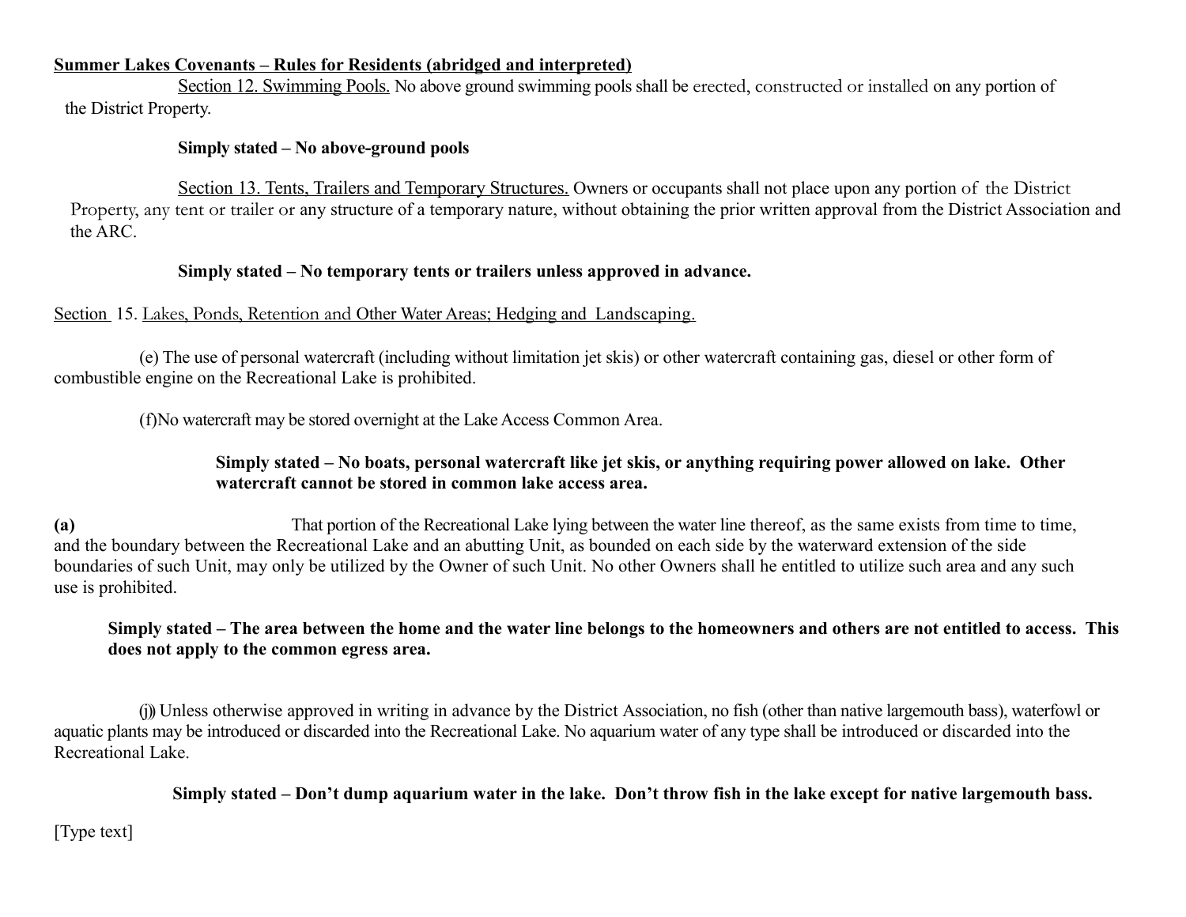**<u>Summer Lakes Covenants – Rules for Residents (abridged and interpreted)</u>**

<u>Section 12. Swimming Pools.</u> No above ground swimming pools shall be erected, constructed or installed on any portion of the District Property.

**Simply stated – No above-ground pools**

<u>Section 13. Tents, Trailers and Temporary Structures.</u> Owners or occupants shall not place upon any portion of the District Property, any tent or trailer or any structure of a temporary nature, without obtaining the prior written approval from the District Association and the ARC.

**Simply stated – No temporary tents or trailers unless approved in advance.**

<u>Section</u> 15. <u>Lakes, Ponds, Retention and Other Water Areas; Hedging and Landscaping.</u>

(e) The use of personal watercraft (including without limitation jet skis) or other watercraft containing gas, diesel or other form of combustible engine on the Recreational Lake is prohibited.

(f)No watercraft may be stored overnight at the Lake Access Common Area.

**Simply stated – No boats, personal watercraft like jet skis, or anything requiring power allowed on lake. Other watercraft cannot be stored in common lake access area.**

**(a)** That portion of the Recreational Lake lying between the water line thereof, as the same exists from time to time, and the boundary between the Recreational Lake and an abutting Unit, as bounded on each side by the waterward extension of the side boundaries of such Unit, may only be utilized by the Owner of such Unit. No other Owners shall he entitled to utilize such area and any such use is prohibited.

**Simply stated – The area between the home and the water line belongs to the homeowners and others are not entitled to access. This does not apply to the common egress area.**

(j) Unless otherwise approved in writing in advance by the District Association, no fish (other than native largemouth bass), waterfowl or aquatic plants may be introduced or discarded into the Recreational Lake. No aquarium water of any type shall be introduced or discarded into the Recreational Lake.

**Simply stated – Don't dump aquarium water in the lake. Don't throw fish in the lake except for native largemouth bass.**

[Type text]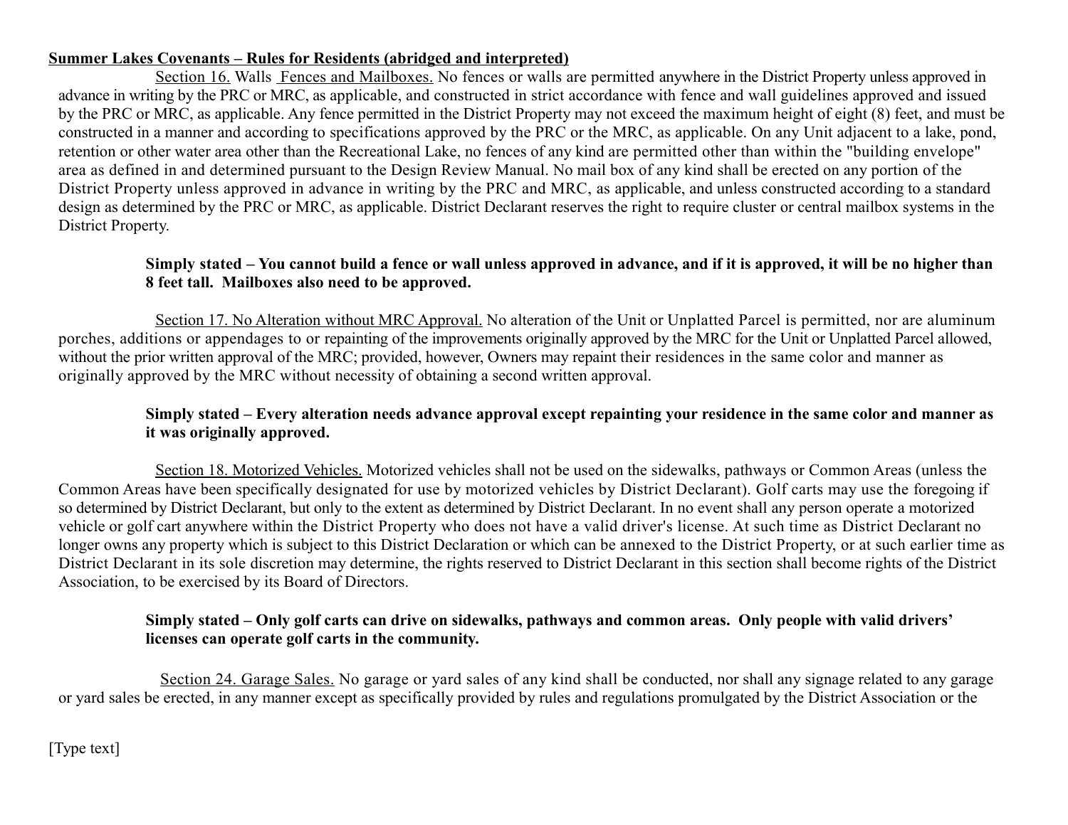**Summer Lakes Covenants – Rules for Residents (abridged and interpreted)**

Section 16. Walls Fences and Mailboxes. No fences or walls are permitted anywhere in the District Property unless approved in advance in writing by the PRC or MRC, as applicable, and constructed in strict accordance with fence and wall guidelines approved and issued by the PRC or MRC, as applicable. Any fence permitted in the District Property may not exceed the maximum height of eight (8) feet, and must be constructed in a manner and according to specifications approved by the PRC or the MRC, as applicable. On any Unit adjacent to a lake, pond, retention or other water area other than the Recreational Lake, no fences of any kind are permitted other than within the "building envelope" area as defined in and determined pursuant to the Design Review Manual. No mail box of any kind shall be erected on any portion of the District Property unless approved in advance in writing by the PRC and MRC, as applicable, and unless constructed according to a standard design as determined by the PRC or MRC, as applicable. District Declarant reserves the right to require cluster or central mailbox systems in the District Property.

**Simply stated – You cannot build a fence or wall unless approved in advance, and if it is approved, it will be no higher than 8 feet tall. Mailboxes also need to be approved.**

Section 17. No Alteration without MRC Approval. No alteration of the Unit or Unplatted Parcel is permitted, nor are aluminum porches, additions or appendages to or repainting of the improvements originally approved by the MRC for the Unit or Unplatted Parcel allowed, without the prior written approval of the MRC; provided, however, Owners may repaint their residences in the same color and manner as originally approved by the MRC without necessity of obtaining a second written approval.

**Simply stated – Every alteration needs advance approval except repainting your residence in the same color and manner as it was originally approved.**

Section 18. Motorized Vehicles. Motorized vehicles shall not be used on the sidewalks, pathways or Common Areas (unless the Common Areas have been specifically designated for use by motorized vehicles by District Declarant). Golf carts may use the foregoing if so determined by District Declarant, but only to the extent as determined by District Declarant. In no event shall any person operate a motorized vehicle or golf cart anywhere within the District Property who does not have a valid driver's license. At such time as District Declarant no longer owns any property which is subject to this District Declaration or which can be annexed to the District Property, or at such earlier time as District Declarant in its sole discretion may determine, the rights reserved to District Declarant in this section shall become rights of the District Association, to be exercised by its Board of Directors.

**Simply stated – Only golf carts can drive on sidewalks, pathways and common areas. Only people with valid drivers' licenses can operate golf carts in the community.**

Section 24. Garage Sales. No garage or yard sales of any kind shall be conducted, nor shall any signage related to any garage or yard sales be erected, in any manner except as specifically provided by rules and regulations promulgated by the District Association or the

[Type text]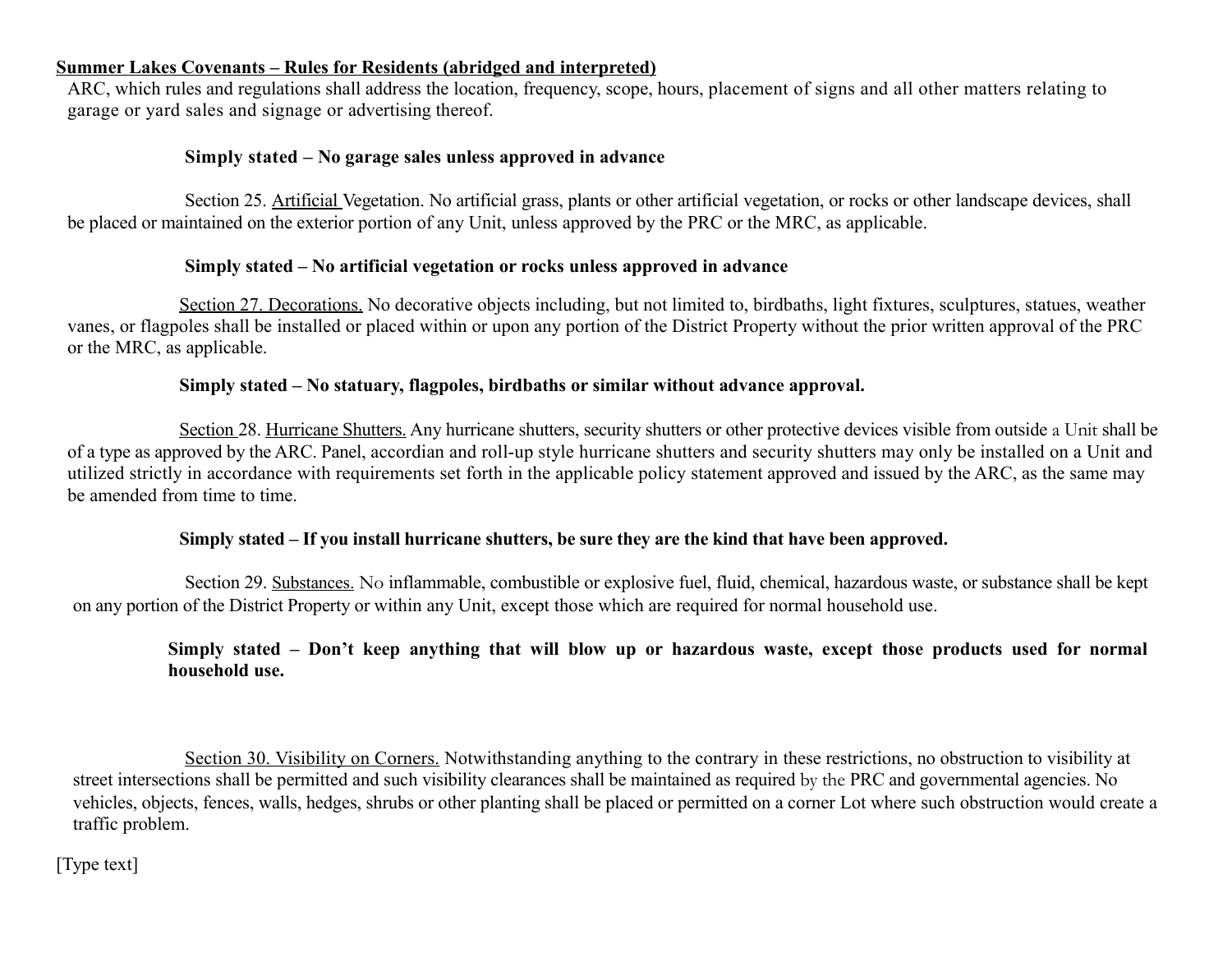**Summer Lakes Covenants – Rules for Residents (abridged and interpreted)**

ARC, which rules and regulations shall address the location, frequency, scope, hours, placement of signs and all other matters relating to garage or yard sales and signage or advertising thereof.

**Simply stated – No garage sales unless approved in advance**

Section 25. Artificial Vegetation. No artificial grass, plants or other artificial vegetation, or rocks or other landscape devices, shall be placed or maintained on the exterior portion of any Unit, unless approved by the PRC or the MRC, as applicable.

**Simply stated – No artificial vegetation or rocks unless approved in advance**

Section 27. Decorations. No decorative objects including, but not limited to, birdbaths, light fixtures, sculptures, statues, weather vanes, or flagpoles shall be installed or placed within or upon any portion of the District Property without the prior written approval of the PRC or the MRC, as applicable.

**Simply stated – No statuary, flagpoles, birdbaths or similar without advance approval.**

Section 28. Hurricane Shutters. Any hurricane shutters, security shutters or other protective devices visible from outside a Unit shall be of a type as approved by the ARC. Panel, accordian and roll-up style hurricane shutters and security shutters may only be installed on a Unit and utilized strictly in accordance with requirements set forth in the applicable policy statement approved and issued by the ARC, as the same may be amended from time to time.

**Simply stated – If you install hurricane shutters, be sure they are the kind that have been approved.**

Section 29. Substances. No inflammable, combustible or explosive fuel, fluid, chemical, hazardous waste, or substance shall be kept on any portion of the District Property or within any Unit, except those which are required for normal household use.

**Simply stated – Don't keep anything that will blow up or hazardous waste, except those products used for normal household use.**

Section 30. Visibility on Corners. Notwithstanding anything to the contrary in these restrictions, no obstruction to visibility at street intersections shall be permitted and such visibility clearances shall be maintained as required by the PRC and governmental agencies. No vehicles, objects, fences, walls, hedges, shrubs or other planting shall be placed or permitted on a corner Lot where such obstruction would create a traffic problem.

[Type text]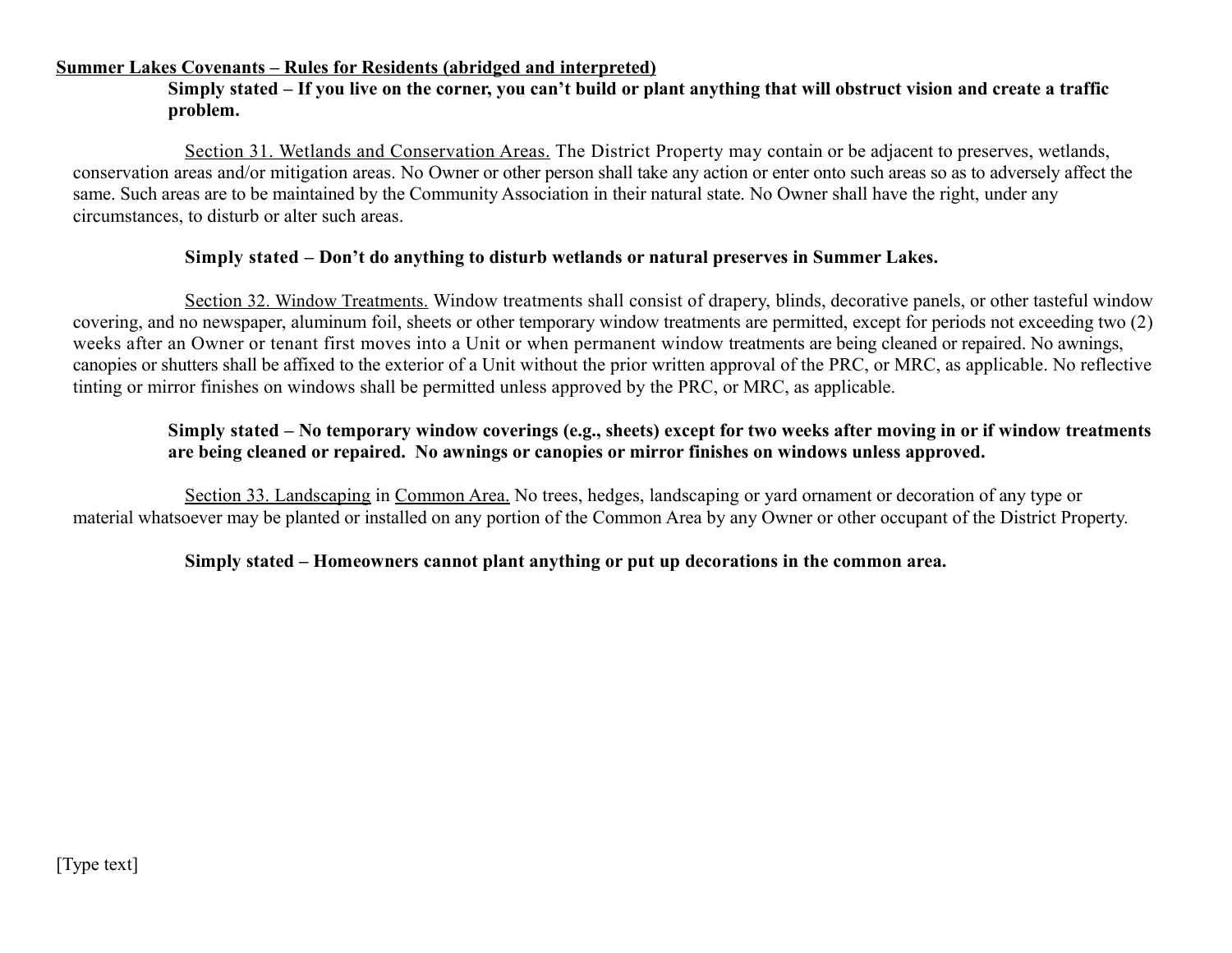**Summer Lakes Covenants – Rules for Residents (abridged and interpreted)**

**Simply stated – If you live on the corner, you can't build or plant anything that will obstruct vision and create a traffic problem.**

Section 31. Wetlands and Conservation Areas. The District Property may contain or be adjacent to preserves, wetlands, conservation areas and/or mitigation areas. No Owner or other person shall take any action or enter onto such areas so as to adversely affect the same. Such areas are to be maintained by the Community Association in their natural state. No Owner shall have the right, under any circumstances, to disturb or alter such areas.

**Simply stated – Don't do anything to disturb wetlands or natural preserves in Summer Lakes.**

Section 32. Window Treatments. Window treatments shall consist of drapery, blinds, decorative panels, or other tasteful window covering, and no newspaper, aluminum foil, sheets or other temporary window treatments are permitted, except for periods not exceeding two (2) weeks after an Owner or tenant first moves into a Unit or when permanent window treatments are being cleaned or repaired. No awnings, canopies or shutters shall be affixed to the exterior of a Unit without the prior written approval of the PRC, or MRC, as applicable. No reflective tinting or mirror finishes on windows shall be permitted unless approved by the PRC, or MRC, as applicable.

**Simply stated – No temporary window coverings (e.g., sheets) except for two weeks after moving in or if window treatments are being cleaned or repaired. No awnings or canopies or mirror finishes on windows unless approved.**

Section 33. Landscaping in Common Area. No trees, hedges, landscaping or yard ornament or decoration of any type or material whatsoever may be planted or installed on any portion of the Common Area by any Owner or other occupant of the District Property.

**Simply stated – Homeowners cannot plant anything or put up decorations in the common area.**

[Type text]